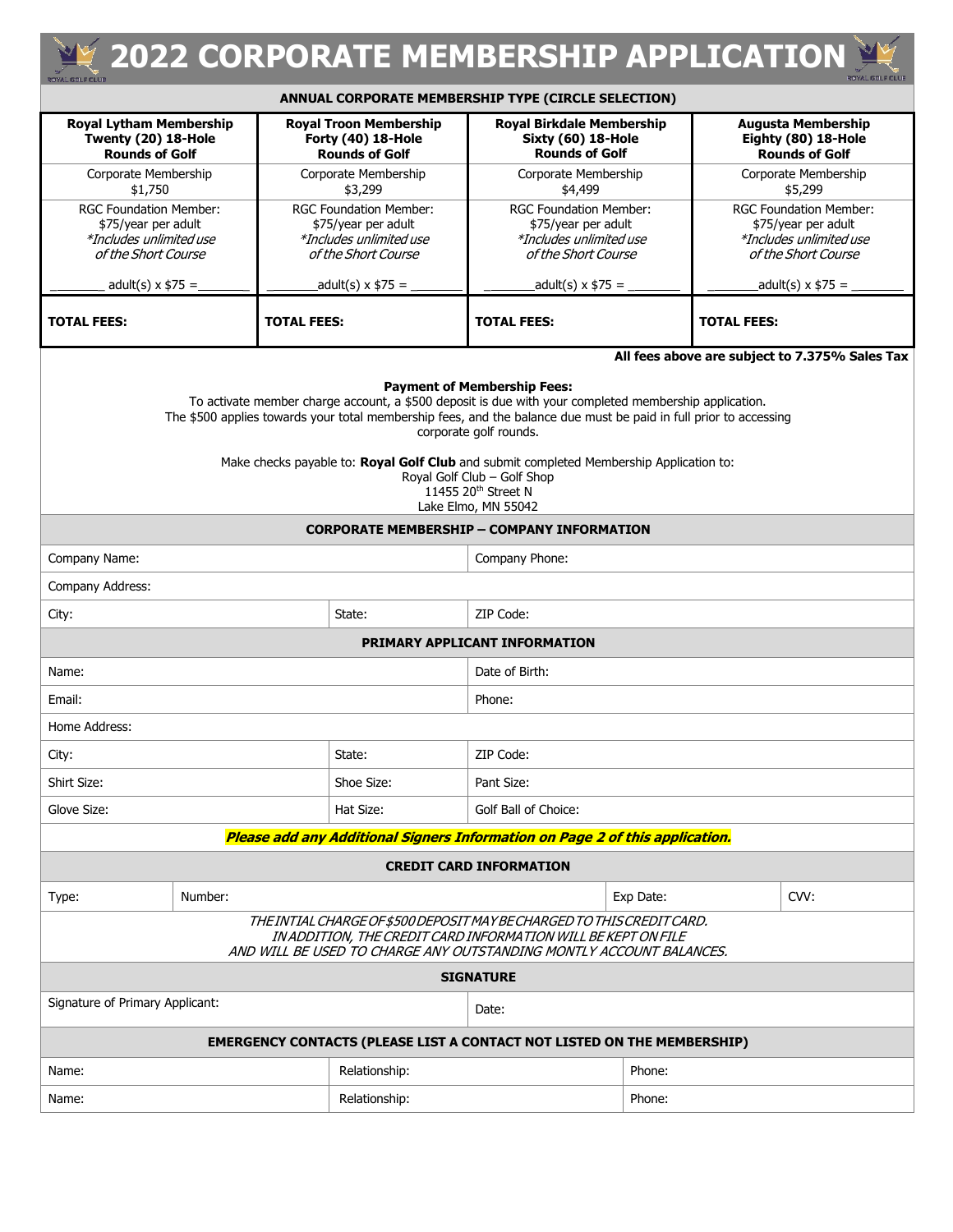# 2022 CORPORATE MEMBERSHIP APPLICATION

**ANNUAL CORPORATE MEMBERSHIP TYPE (CIRCLE SELECTION)**

| **Royal Lytham Membership Twenty (20) 18-Hole Rounds of Golf** | **Royal Troon Membership Forty (40) 18-Hole Rounds of Golf** | **Royal Birkdale Membership Sixty (60) 18-Hole Rounds of Golf** | **Augusta Membership Eighty (80) 18-Hole Rounds of Golf** |
|---|---|---|---|
| Corporate Membership $1,750 | Corporate Membership $3,299 | Corporate Membership $4,499 | Corporate Membership $5,299 |
| RGC Foundation Member: $75/year per adult *\*Includes unlimited use of the Short Course* | RGC Foundation Member: $75/year per adult *\*Includes unlimited use of the Short Course* | RGC Foundation Member: $75/year per adult *\*Includes unlimited use of the Short Course* | RGC Foundation Member: $75/year per adult *\*Includes unlimited use of the Short Course* |
| ________ adult(s) x $75 = ________ | ________ adult(s) x $75 = ________ | ________ adult(s) x $75 = ________ | ________ adult(s) x $75 = ________ |
| **TOTAL FEES:** | **TOTAL FEES:** | **TOTAL FEES:** | **TOTAL FEES:** |

**All fees above are subject to 7.375% Sales Tax**

**Payment of Membership Fees:**
To activate member charge account, a $500 deposit is due with your completed membership application.
The $500 applies towards your total membership fees, and the balance due must be paid in full prior to accessing corporate golf rounds.

Make checks payable to: **Royal Golf Club** and submit completed Membership Application to:
Royal Golf Club – Golf Shop
11455 20th Street N
Lake Elmo, MN 55042

**CORPORATE MEMBERSHIP – COMPANY INFORMATION**

| Company Name: | | Company Phone: |
|---|---|---|
| Company Address: | | |
| City: | State: | ZIP Code: |

**PRIMARY APPLICANT INFORMATION**

| Name: | | Date of Birth: |
|---|---|---|
| Email: | | Phone: |
| Home Address: | | |
| City: | State: | ZIP Code: |
| Shirt Size: | Shoe Size: | Pant Size: |
| Glove Size: | Hat Size: | Golf Ball of Choice: |

***Please add any Additional Signers Information on Page 2 of this application.***

**CREDIT CARD INFORMATION**

| Type: | Number: | Exp Date: | CVV: |
|---|---|---|---|

*THE INTIAL CHARGE OF $500 DEPOSIT MAY BE CHARGED TO THIS CREDIT CARD.*
*IN ADDITION, THE CREDIT CARD INFORMATION WILL BE KEPT ON FILE*
*AND WILL BE USED TO CHARGE ANY OUTSTANDING MONTLY ACCOUNT BALANCES.*

**SIGNATURE**

| Signature of Primary Applicant: | Date: |
|---|---|

**EMERGENCY CONTACTS (PLEASE LIST A CONTACT NOT LISTED ON THE MEMBERSHIP)**

| Name: | Relationship: | Phone: |
|---|---|---|
| Name: | Relationship: | Phone: |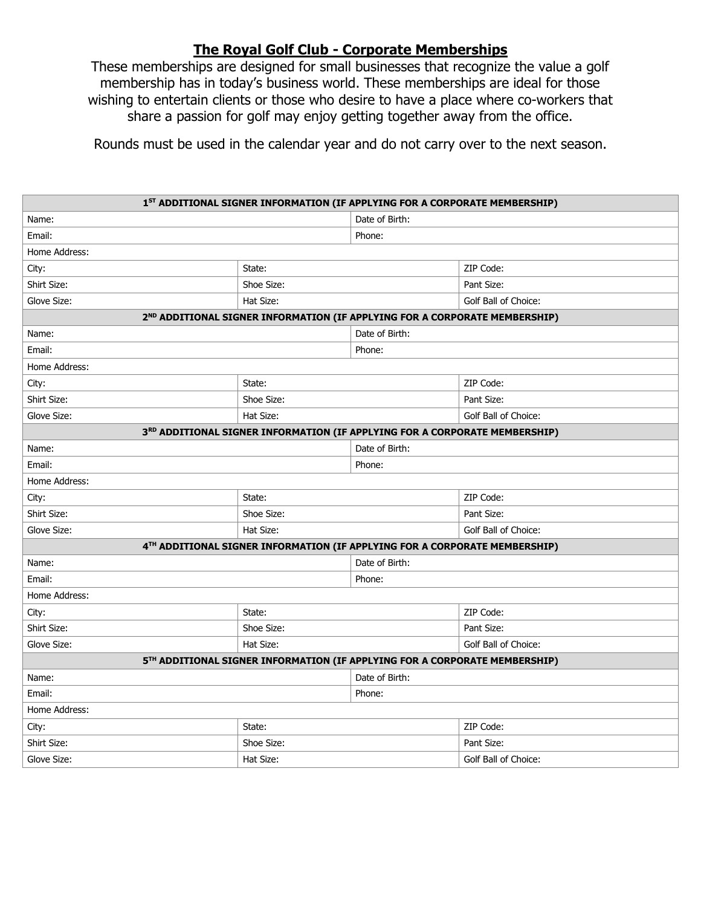## The Royal Golf Club - Corporate Memberships

These memberships are designed for small businesses that recognize the value a golf membership has in today's business world. These memberships are ideal for those wishing to entertain clients or those who desire to have a place where co-workers that share a passion for golf may enjoy getting together away from the office.

Rounds must be used in the calendar year and do not carry over to the next season.

| | | |
|---|---|---|
| **1ST ADDITIONAL SIGNER INFORMATION (IF APPLYING FOR A CORPORATE MEMBERSHIP)** | | |
| Name: | | Date of Birth: |
| Email: | | Phone: |
| Home Address: | | |
| City: | State: | ZIP Code: |
| Shirt Size: | Shoe Size: | Pant Size: |
| Glove Size: | Hat Size: | Golf Ball of Choice: |
| **2ND ADDITIONAL SIGNER INFORMATION (IF APPLYING FOR A CORPORATE MEMBERSHIP)** | | |
| Name: | | Date of Birth: |
| Email: | | Phone: |
| Home Address: | | |
| City: | State: | ZIP Code: |
| Shirt Size: | Shoe Size: | Pant Size: |
| Glove Size: | Hat Size: | Golf Ball of Choice: |
| **3RD ADDITIONAL SIGNER INFORMATION (IF APPLYING FOR A CORPORATE MEMBERSHIP)** | | |
| Name: | | Date of Birth: |
| Email: | | Phone: |
| Home Address: | | |
| City: | State: | ZIP Code: |
| Shirt Size: | Shoe Size: | Pant Size: |
| Glove Size: | Hat Size: | Golf Ball of Choice: |
| **4TH ADDITIONAL SIGNER INFORMATION (IF APPLYING FOR A CORPORATE MEMBERSHIP)** | | |
| Name: | | Date of Birth: |
| Email: | | Phone: |
| Home Address: | | |
| City: | State: | ZIP Code: |
| Shirt Size: | Shoe Size: | Pant Size: |
| Glove Size: | Hat Size: | Golf Ball of Choice: |
| **5TH ADDITIONAL SIGNER INFORMATION (IF APPLYING FOR A CORPORATE MEMBERSHIP)** | | |
| Name: | | Date of Birth: |
| Email: | | Phone: |
| Home Address: | | |
| City: | State: | ZIP Code: |
| Shirt Size: | Shoe Size: | Pant Size: |
| Glove Size: | Hat Size: | Golf Ball of Choice: |